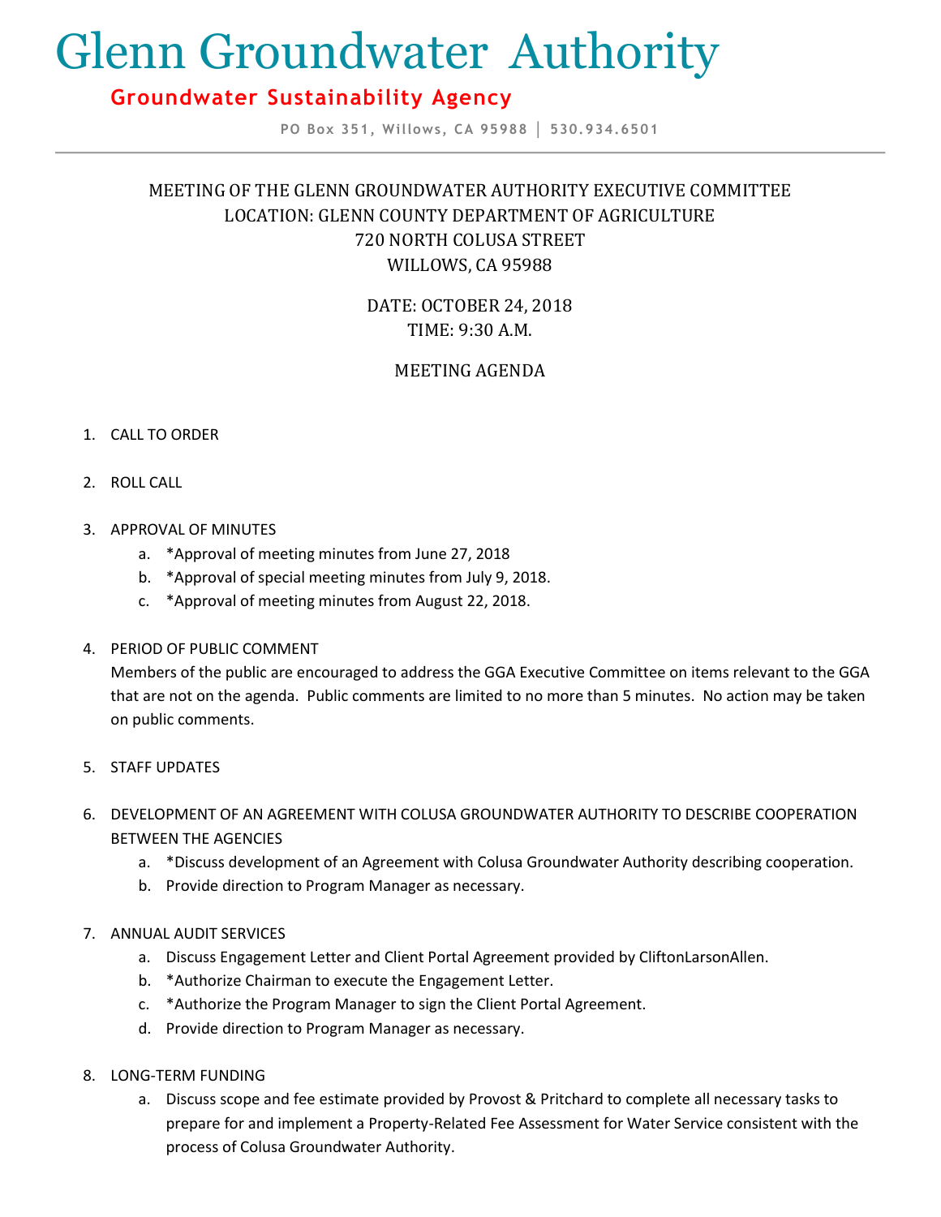# Glenn Groundwater Authority

**Groundwater Sustainability Agency**

PO Box 351, Willows, CA 95988 | 530.934.6501

MEETING OF THE GLENN GROUNDWATER AUTHORITY EXECUTIVE COMMITTEE
LOCATION: GLENN COUNTY DEPARTMENT OF AGRICULTURE
720 NORTH COLUSA STREET
WILLOWS, CA 95988

DATE: OCTOBER 24, 2018
TIME: 9:30 A.M.

MEETING AGENDA

1. CALL TO ORDER

2. ROLL CALL

3. APPROVAL OF MINUTES
   a. *Approval of meeting minutes from June 27, 2018
   b. *Approval of special meeting minutes from July 9, 2018.
   c. *Approval of meeting minutes from August 22, 2018.

4. PERIOD OF PUBLIC COMMENT
   Members of the public are encouraged to address the GGA Executive Committee on items relevant to the GGA that are not on the agenda. Public comments are limited to no more than 5 minutes. No action may be taken on public comments.

5. STAFF UPDATES

6. DEVELOPMENT OF AN AGREEMENT WITH COLUSA GROUNDWATER AUTHORITY TO DESCRIBE COOPERATION BETWEEN THE AGENCIES
   a. *Discuss development of an Agreement with Colusa Groundwater Authority describing cooperation.
   b. Provide direction to Program Manager as necessary.

7. ANNUAL AUDIT SERVICES
   a. Discuss Engagement Letter and Client Portal Agreement provided by CliftonLarsonAllen.
   b. *Authorize Chairman to execute the Engagement Letter.
   c. *Authorize the Program Manager to sign the Client Portal Agreement.
   d. Provide direction to Program Manager as necessary.

8. LONG-TERM FUNDING
   a. Discuss scope and fee estimate provided by Provost & Pritchard to complete all necessary tasks to prepare for and implement a Property-Related Fee Assessment for Water Service consistent with the process of Colusa Groundwater Authority.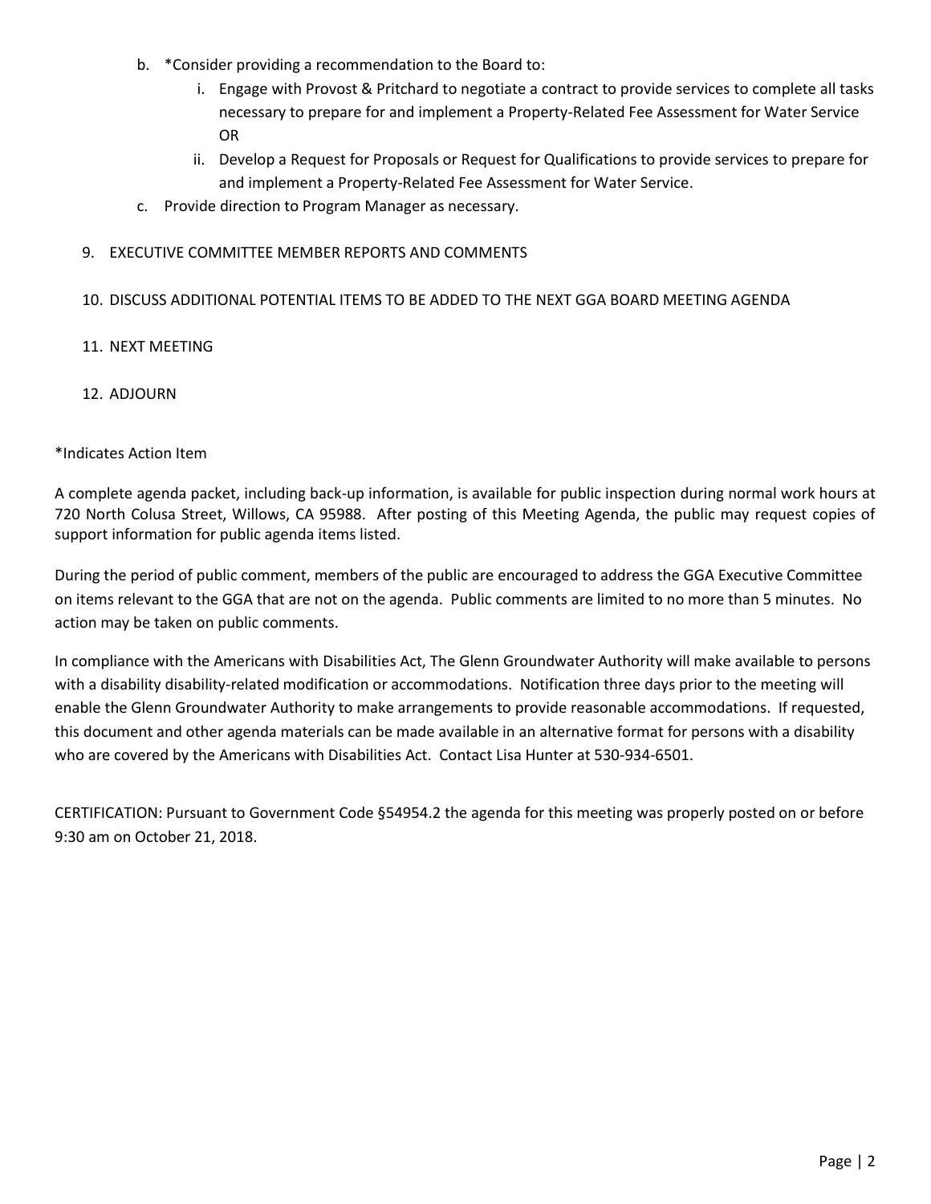b. *Consider providing a recommendation to the Board to:
   i. Engage with Provost & Pritchard to negotiate a contract to provide services to complete all tasks necessary to prepare for and implement a Property-Related Fee Assessment for Water Service OR
   ii. Develop a Request for Proposals or Request for Qualifications to provide services to prepare for and implement a Property-Related Fee Assessment for Water Service.

c. Provide direction to Program Manager as necessary.

9. EXECUTIVE COMMITTEE MEMBER REPORTS AND COMMENTS

10. DISCUSS ADDITIONAL POTENTIAL ITEMS TO BE ADDED TO THE NEXT GGA BOARD MEETING AGENDA

11. NEXT MEETING

12. ADJOURN

*Indicates Action Item

A complete agenda packet, including back-up information, is available for public inspection during normal work hours at 720 North Colusa Street, Willows, CA 95988. After posting of this Meeting Agenda, the public may request copies of support information for public agenda items listed.

During the period of public comment, members of the public are encouraged to address the GGA Executive Committee on items relevant to the GGA that are not on the agenda. Public comments are limited to no more than 5 minutes. No action may be taken on public comments.

In compliance with the Americans with Disabilities Act, The Glenn Groundwater Authority will make available to persons with a disability disability-related modification or accommodations. Notification three days prior to the meeting will enable the Glenn Groundwater Authority to make arrangements to provide reasonable accommodations. If requested, this document and other agenda materials can be made available in an alternative format for persons with a disability who are covered by the Americans with Disabilities Act. Contact Lisa Hunter at 530-934-6501.

CERTIFICATION: Pursuant to Government Code §54954.2 the agenda for this meeting was properly posted on or before 9:30 am on October 21, 2018.